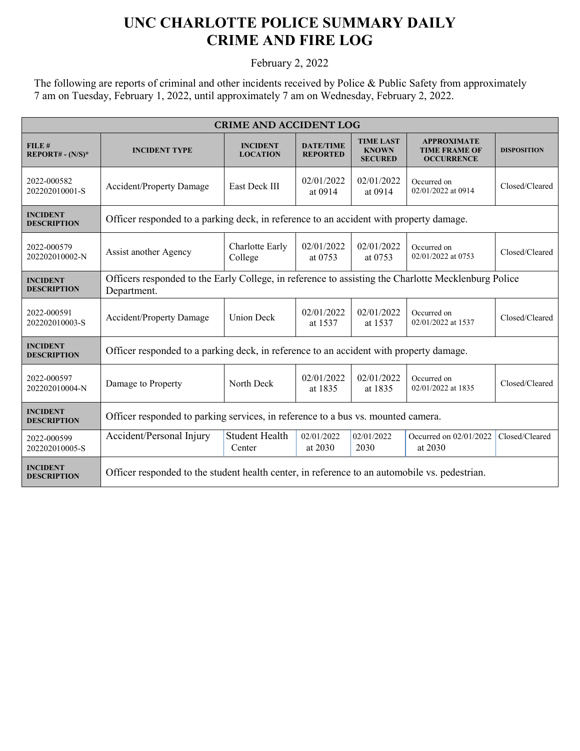# UNC CHARLOTTE POLICE SUMMARY DAILY CRIME AND FIRE LOG

February 2, 2022

The following are reports of criminal and other incidents received by Police & Public Safety from approximately 7 am on Tuesday, February 1, 2022, until approximately 7 am on Wednesday, February 2, 2022.

| CRIME AND ACCIDENT LOG | | | | | | |
|---|---|---|---|---|---|---|
| **FILE # REPORT# - (N/S)*** | **INCIDENT TYPE** | **INCIDENT LOCATION** | **DATE/TIME REPORTED** | **TIME LAST KNOWN SECURED** | **APPROXIMATE TIME FRAME OF OCCURRENCE** | **DISPOSITION** |
| 2022-000582 202202010001-S | Accident/Property Damage | East Deck III | 02/01/2022 at 0914 | 02/01/2022 at 0914 | Occurred on 02/01/2022 at 0914 | Closed/Cleared |
| **INCIDENT DESCRIPTION** | Officer responded to a parking deck, in reference to an accident with property damage. | | | | | |
| 2022-000579 202202010002-N | Assist another Agency | Charlotte Early College | 02/01/2022 at 0753 | 02/01/2022 at 0753 | Occurred on 02/01/2022 at 0753 | Closed/Cleared |
| **INCIDENT DESCRIPTION** | Officers responded to the Early College, in reference to assisting the Charlotte Mecklenburg Police Department. | | | | | |
| 2022-000591 202202010003-S | Accident/Property Damage | Union Deck | 02/01/2022 at 1537 | 02/01/2022 at 1537 | Occurred on 02/01/2022 at 1537 | Closed/Cleared |
| **INCIDENT DESCRIPTION** | Officer responded to a parking deck, in reference to an accident with property damage. | | | | | |
| 2022-000597 202202010004-N | Damage to Property | North Deck | 02/01/2022 at 1835 | 02/01/2022 at 1835 | Occurred on 02/01/2022 at 1835 | Closed/Cleared |
| **INCIDENT DESCRIPTION** | Officer responded to parking services, in reference to a bus vs. mounted camera. | | | | | |
| 2022-000599 202202010005-S | Accident/Personal Injury | Student Health Center | 02/01/2022 at 2030 | 02/01/2022 2030 | Occurred on 02/01/2022 at 2030 | Closed/Cleared |
| **INCIDENT DESCRIPTION** | Officer responded to the student health center, in reference to an automobile vs. pedestrian. | | | | | |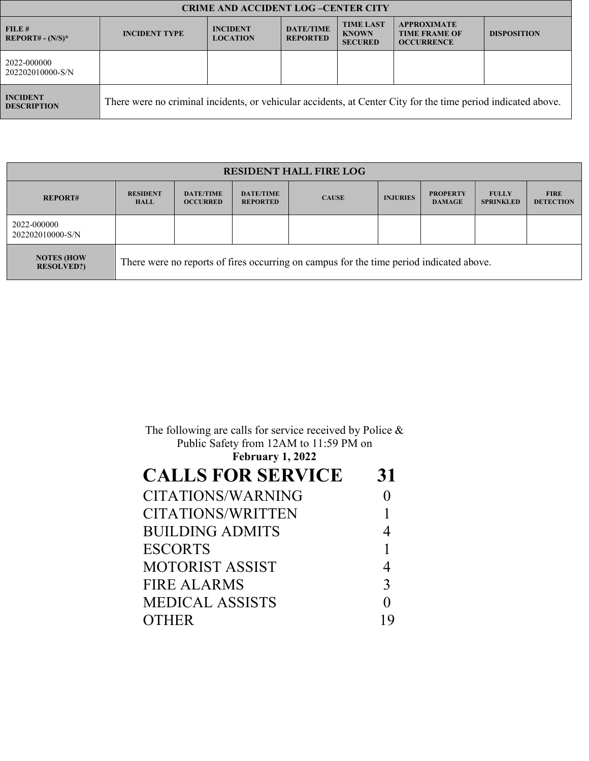| CRIME AND ACCIDENT LOG –CENTER CITY | | | | | | |
|---|---|---|---|---|---|---|
| FILE #<br>REPORT# - (N/S)* | INCIDENT TYPE | INCIDENT LOCATION | DATE/TIME REPORTED | TIME LAST KNOWN SECURED | APPROXIMATE TIME FRAME OF OCCURRENCE | DISPOSITION |
| 2022-000000<br>202202010000-S/N | | | | | | |
| INCIDENT DESCRIPTION | There were no criminal incidents, or vehicular accidents, at Center City for the time period indicated above. | | | | | |

| RESIDENT HALL FIRE LOG | | | | | | | | |
|---|---|---|---|---|---|---|---|---|
| REPORT# | RESIDENT HALL | DATE/TIME OCCURRED | DATE/TIME REPORTED | CAUSE | INJURIES | PROPERTY DAMAGE | FULLY SPRINKLED | FIRE DETECTION |
| 2022-000000<br>202202010000-S/N | | | | | | | | |
| NOTES (HOW RESOLVED?) | There were no reports of fires occurring on campus for the time period indicated above. | | | | | | | |

The following are calls for service received by Police & Public Safety from 12AM to 11:59 PM on

**February 1, 2022**

| | |
|---|---|
| **CALLS FOR SERVICE** | **31** |
| CITATIONS/WARNING | 0 |
| CITATIONS/WRITTEN | 1 |
| BUILDING ADMITS | 4 |
| ESCORTS | 1 |
| MOTORIST ASSIST | 4 |
| FIRE ALARMS | 3 |
| MEDICAL ASSISTS | 0 |
| OTHER | 19 |